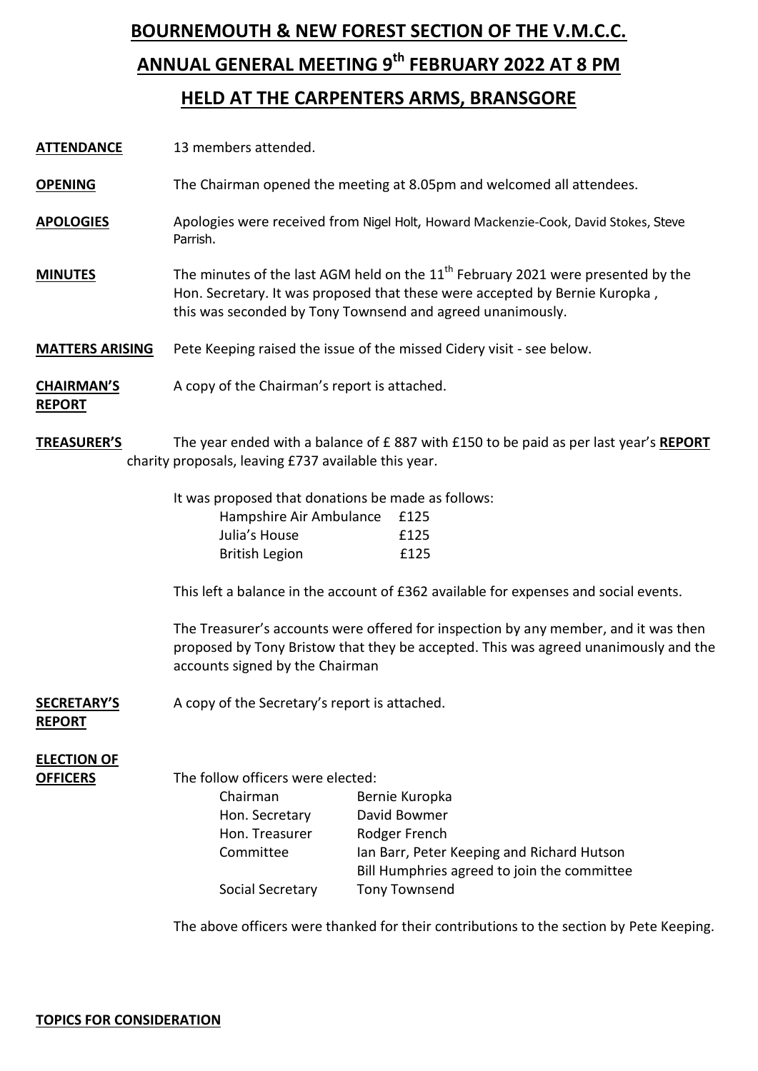# BOURNEMOUTH & NEW FOREST SECTION OF THE V.M.C.C.

## ANNUAL GENERAL MEETING 9th FEBRUARY 2022 AT 8 PM

## HELD AT THE CARPENTERS ARMS, BRANSGORE

**ATTENDANCE** 13 members attended.

**OPENING** The Chairman opened the meeting at 8.05pm and welcomed all attendees.

**APOLOGIES** Apologies were received from Nigel Holt, Howard Mackenzie-Cook, David Stokes, Steve Parrish.

**MINUTES** The minutes of the last AGM held on the 11th February 2021 were presented by the Hon. Secretary. It was proposed that these were accepted by Bernie Kuropka , this was seconded by Tony Townsend and agreed unanimously.

**MATTERS ARISING** Pete Keeping raised the issue of the missed Cidery visit - see below.

**CHAIRMAN'S REPORT** A copy of the Chairman's report is attached.

**TREASURER'S REPORT** The year ended with a balance of £ 887 with £150 to be paid as per last year's charity proposals, leaving £737 available this year.

It was proposed that donations be made as follows:

| | |
|---|---|
| Hampshire Air Ambulance | £125 |
| Julia's House | £125 |
| British Legion | £125 |

This left a balance in the account of £362 available for expenses and social events.

The Treasurer's accounts were offered for inspection by any member, and it was then proposed by Tony Bristow that they be accepted. This was agreed unanimously and the accounts signed by the Chairman

**SECRETARY'S REPORT** A copy of the Secretary's report is attached.

**ELECTION OF OFFICERS** The follow officers were elected:

| | |
|---|---|
| Chairman | Bernie Kuropka |
| Hon. Secretary | David Bowmer |
| Hon. Treasurer | Rodger French |
| Committee | Ian Barr, Peter Keeping and Richard Hutson<br>Bill Humphries agreed to join the committee |
| Social Secretary | Tony Townsend |

The above officers were thanked for their contributions to the section by Pete Keeping.

**TOPICS FOR CONSIDERATION**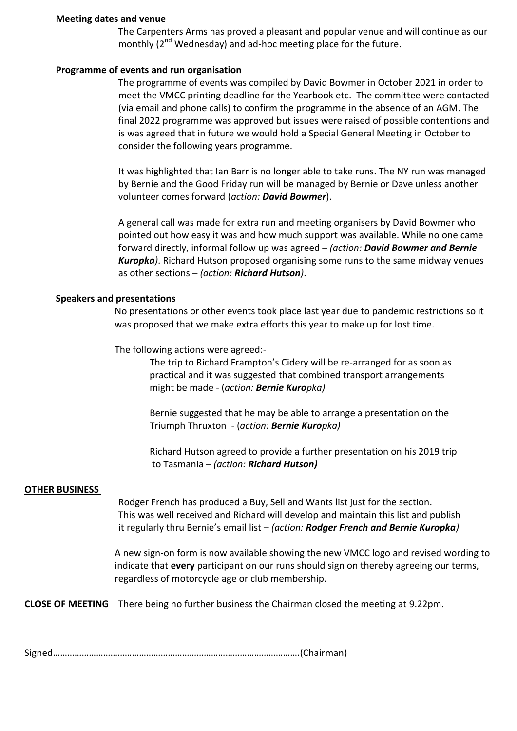**Meeting dates and venue**

The Carpenters Arms has proved a pleasant and popular venue and will continue as our monthly (2nd Wednesday) and ad-hoc meeting place for the future.

**Programme of events and run organisation**

The programme of events was compiled by David Bowmer in October 2021 in order to meet the VMCC printing deadline for the Yearbook etc. The committee were contacted (via email and phone calls) to confirm the programme in the absence of an AGM. The final 2022 programme was approved but issues were raised of possible contentions and is was agreed that in future we would hold a Special General Meeting in October to consider the following years programme.

It was highlighted that Ian Barr is no longer able to take runs. The NY run was managed by Bernie and the Good Friday run will be managed by Bernie or Dave unless another volunteer comes forward (*action: **David Bowmer***).

A general call was made for extra run and meeting organisers by David Bowmer who pointed out how easy it was and how much support was available. While no one came forward directly, informal follow up was agreed – *(action: **David Bowmer and Bernie Kuropka**)*. Richard Hutson proposed organising some runs to the same midway venues as other sections – *(action: **Richard Hutson**)*.

**Speakers and presentations**

No presentations or other events took place last year due to pandemic restrictions so it was proposed that we make extra efforts this year to make up for lost time.

The following actions were agreed:-

The trip to Richard Frampton's Cidery will be re-arranged for as soon as practical and it was suggested that combined transport arrangements might be made - (*action: **Bernie Kuro**pka)*

Bernie suggested that he may be able to arrange a presentation on the Triumph Thruxton - (*action: **Bernie Kuro**pka)*

Richard Hutson agreed to provide a further presentation on his 2019 trip to Tasmania – *(action: **Richard Hutson**)*

**OTHER BUSINESS**

Rodger French has produced a Buy, Sell and Wants list just for the section. This was well received and Richard will develop and maintain this list and publish it regularly thru Bernie's email list – *(action: **Rodger French and Bernie Kuropka**)*

A new sign-on form is now available showing the new VMCC logo and revised wording to indicate that **every** participant on our runs should sign on thereby agreeing our terms, regardless of motorcycle age or club membership.

**CLOSE OF MEETING** There being no further business the Chairman closed the meeting at 9.22pm.

Signed……………………………………………………………………………………….(Chairman)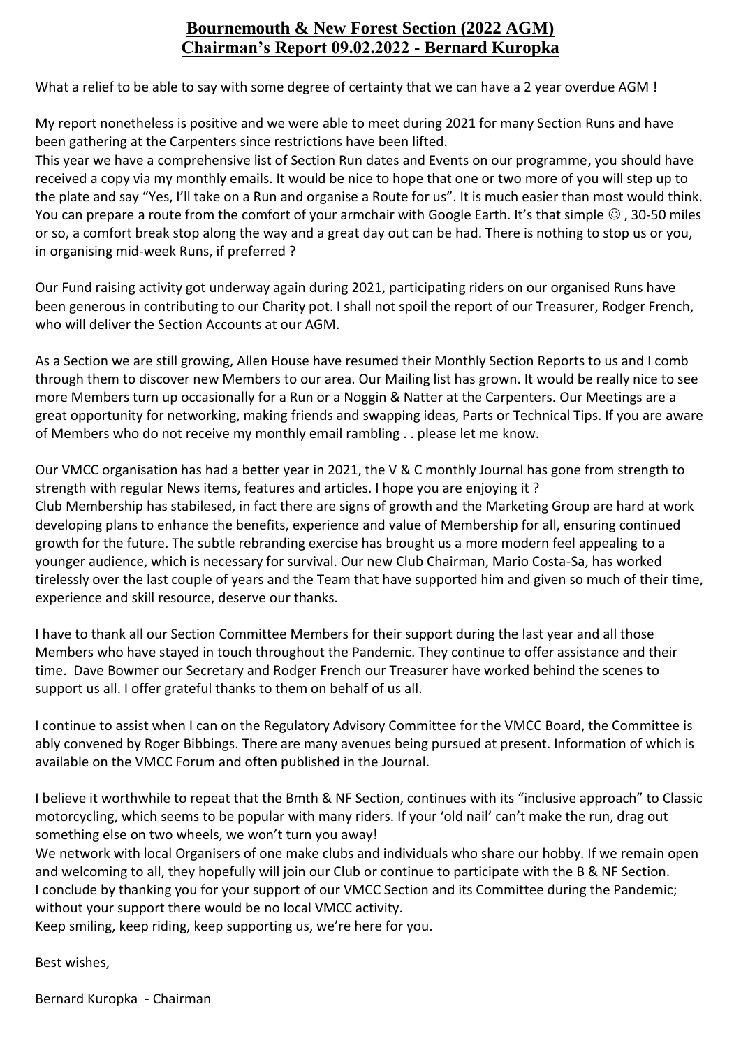# **Bournemouth & New Forest Section (2022 AGM)**
# **Chairman's Report 09.02.2022 - Bernard Kuropka**

What a relief to be able to say with some degree of certainty that we can have a 2 year overdue AGM !

My report nonetheless is positive and we were able to meet during 2021 for many Section Runs and have been gathering at the Carpenters since restrictions have been lifted.
This year we have a comprehensive list of Section Run dates and Events on our programme, you should have received a copy via my monthly emails. It would be nice to hope that one or two more of you will step up to the plate and say "Yes, I'll take on a Run and organise a Route for us". It is much easier than most would think. You can prepare a route from the comfort of your armchair with Google Earth. It's that simple ☺ , 30-50 miles or so, a comfort break stop along the way and a great day out can be had. There is nothing to stop us or you, in organising mid-week Runs, if preferred ?

Our Fund raising activity got underway again during 2021, participating riders on our organised Runs have been generous in contributing to our Charity pot. I shall not spoil the report of our Treasurer, Rodger French, who will deliver the Section Accounts at our AGM.

As a Section we are still growing, Allen House have resumed their Monthly Section Reports to us and I comb through them to discover new Members to our area. Our Mailing list has grown. It would be really nice to see more Members turn up occasionally for a Run or a Noggin & Natter at the Carpenters. Our Meetings are a great opportunity for networking, making friends and swapping ideas, Parts or Technical Tips. If you are aware of Members who do not receive my monthly email rambling . . please let me know.

Our VMCC organisation has had a better year in 2021, the V & C monthly Journal has gone from strength to strength with regular News items, features and articles. I hope you are enjoying it ?
Club Membership has stabilesed, in fact there are signs of growth and the Marketing Group are hard at work developing plans to enhance the benefits, experience and value of Membership for all, ensuring continued growth for the future. The subtle rebranding exercise has brought us a more modern feel appealing to a younger audience, which is necessary for survival. Our new Club Chairman, Mario Costa-Sa, has worked tirelessly over the last couple of years and the Team that have supported him and given so much of their time, experience and skill resource, deserve our thanks.

I have to thank all our Section Committee Members for their support during the last year and all those Members who have stayed in touch throughout the Pandemic. They continue to offer assistance and their time. Dave Bowmer our Secretary and Rodger French our Treasurer have worked behind the scenes to support us all. I offer grateful thanks to them on behalf of us all.

I continue to assist when I can on the Regulatory Advisory Committee for the VMCC Board, the Committee is ably convened by Roger Bibbings. There are many avenues being pursued at present. Information of which is available on the VMCC Forum and often published in the Journal.

I believe it worthwhile to repeat that the Bmth & NF Section, continues with its "inclusive approach" to Classic motorcycling, which seems to be popular with many riders. If your 'old nail' can't make the run, drag out something else on two wheels, we won't turn you away!
We network with local Organisers of one make clubs and individuals who share our hobby. If we remain open and welcoming to all, they hopefully will join our Club or continue to participate with the B & NF Section.
I conclude by thanking you for your support of our VMCC Section and its Committee during the Pandemic; without your support there would be no local VMCC activity.
Keep smiling, keep riding, keep supporting us, we're here for you.

Best wishes,

Bernard Kuropka - Chairman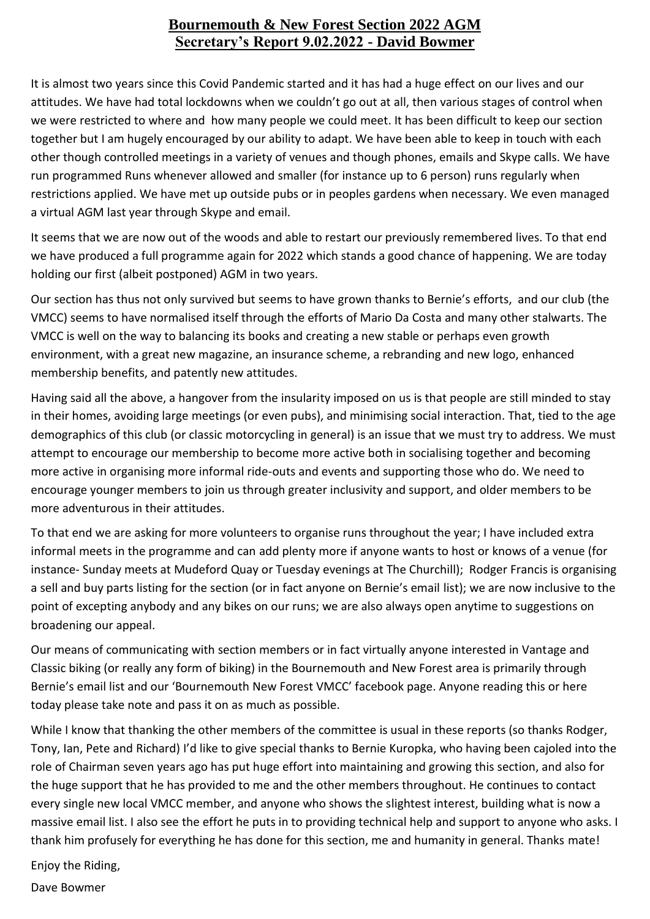# Bournemouth & New Forest Section 2022 AGM
## Secretary's Report 9.02.2022 - David Bowmer

It is almost two years since this Covid Pandemic started and it has had a huge effect on our lives and our attitudes. We have had total lockdowns when we couldn't go out at all, then various stages of control when we were restricted to where and how many people we could meet. It has been difficult to keep our section together but I am hugely encouraged by our ability to adapt. We have been able to keep in touch with each other though controlled meetings in a variety of venues and though phones, emails and Skype calls. We have run programmed Runs whenever allowed and smaller (for instance up to 6 person) runs regularly when restrictions applied. We have met up outside pubs or in peoples gardens when necessary. We even managed a virtual AGM last year through Skype and email.

It seems that we are now out of the woods and able to restart our previously remembered lives. To that end we have produced a full programme again for 2022 which stands a good chance of happening. We are today holding our first (albeit postponed) AGM in two years.

Our section has thus not only survived but seems to have grown thanks to Bernie's efforts, and our club (the VMCC) seems to have normalised itself through the efforts of Mario Da Costa and many other stalwarts. The VMCC is well on the way to balancing its books and creating a new stable or perhaps even growth environment, with a great new magazine, an insurance scheme, a rebranding and new logo, enhanced membership benefits, and patently new attitudes.

Having said all the above, a hangover from the insularity imposed on us is that people are still minded to stay in their homes, avoiding large meetings (or even pubs), and minimising social interaction. That, tied to the age demographics of this club (or classic motorcycling in general) is an issue that we must try to address. We must attempt to encourage our membership to become more active both in socialising together and becoming more active in organising more informal ride-outs and events and supporting those who do. We need to encourage younger members to join us through greater inclusivity and support, and older members to be more adventurous in their attitudes.

To that end we are asking for more volunteers to organise runs throughout the year; I have included extra informal meets in the programme and can add plenty more if anyone wants to host or knows of a venue (for instance- Sunday meets at Mudeford Quay or Tuesday evenings at The Churchill); Rodger Francis is organising a sell and buy parts listing for the section (or in fact anyone on Bernie's email list); we are now inclusive to the point of excepting anybody and any bikes on our runs; we are also always open anytime to suggestions on broadening our appeal.

Our means of communicating with section members or in fact virtually anyone interested in Vantage and Classic biking (or really any form of biking) in the Bournemouth and New Forest area is primarily through Bernie's email list and our 'Bournemouth New Forest VMCC' facebook page. Anyone reading this or here today please take note and pass it on as much as possible.

While I know that thanking the other members of the committee is usual in these reports (so thanks Rodger, Tony, Ian, Pete and Richard) I'd like to give special thanks to Bernie Kuropka, who having been cajoled into the role of Chairman seven years ago has put huge effort into maintaining and growing this section, and also for the huge support that he has provided to me and the other members throughout. He continues to contact every single new local VMCC member, and anyone who shows the slightest interest, building what is now a massive email list. I also see the effort he puts in to providing technical help and support to anyone who asks. I thank him profusely for everything he has done for this section, me and humanity in general. Thanks mate!

Enjoy the Riding,

Dave Bowmer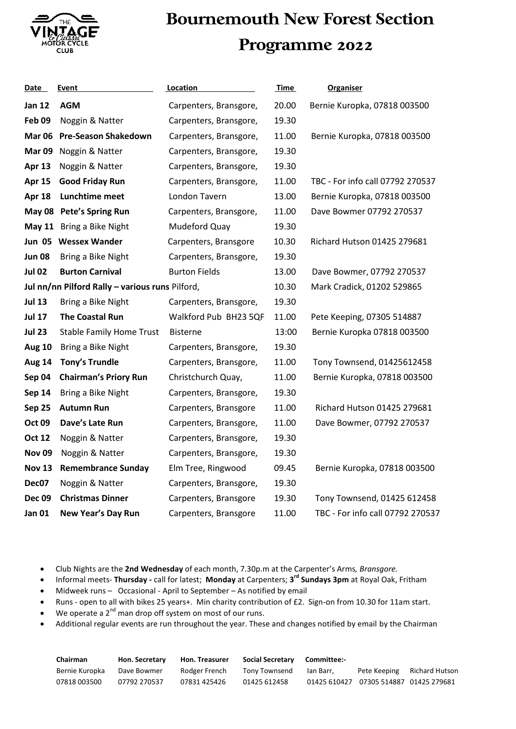# Bournemouth New Forest Section

## Programme 2022

| Date | Event | Location | Time | Organiser |
|---|---|---|---|---|
| **Jan 12** | **AGM** | Carpenters, Bransgore, | 20.00 | Bernie Kuropka, 07818 003500 |
| **Feb 09** | Noggin & Natter | Carpenters, Bransgore, | 19.30 | |
| **Mar 06** | **Pre-Season Shakedown** | Carpenters, Bransgore, | 11.00 | Bernie Kuropka, 07818 003500 |
| **Mar 09** | Noggin & Natter | Carpenters, Bransgore, | 19.30 | |
| **Apr 13** | Noggin & Natter | Carpenters, Bransgore, | 19.30 | |
| **Apr 15** | **Good Friday Run** | Carpenters, Bransgore, | 11.00 | TBC - For info call 07792 270537 |
| **Apr 18** | **Lunchtime meet** | London Tavern | 13.00 | Bernie Kuropka, 07818 003500 |
| **May 08** | **Pete's Spring Run** | Carpenters, Bransgore, | 11.00 | Dave Bowmer 07792 270537 |
| **May 11** | Bring a Bike Night | Mudeford Quay | 19.30 | |
| **Jun 05** | **Wessex Wander** | Carpenters, Bransgore | 10.30 | Richard Hutson 01425 279681 |
| **Jun 08** | Bring a Bike Night | Carpenters, Bransgore, | 19.30 | |
| **Jul 02** | **Burton Carnival** | Burton Fields | 13.00 | Dave Bowmer, 07792 270537 |
| **Jul nn/nn** | **Pilford Rally – various runs** | Pilford, | 10.30 | Mark Cradick, 01202 529865 |
| **Jul 13** | Bring a Bike Night | Carpenters, Bransgore, | 19.30 | |
| **Jul 17** | **The Coastal Run** | Walkford Pub BH23 5QF | 11.00 | Pete Keeping, 07305 514887 |
| **Jul 23** | Stable Family Home Trust | Bisterne | 13:00 | Bernie Kuropka 07818 003500 |
| **Aug 10** | Bring a Bike Night | Carpenters, Bransgore, | 19.30 | |
| **Aug 14** | **Tony's Trundle** | Carpenters, Bransgore, | 11.00 | Tony Townsend, 01425612458 |
| **Sep 04** | **Chairman's Priory Run** | Christchurch Quay, | 11.00 | Bernie Kuropka, 07818 003500 |
| **Sep 14** | Bring a Bike Night | Carpenters, Bransgore, | 19.30 | |
| **Sep 25** | **Autumn Run** | Carpenters, Bransgore | 11.00 | Richard Hutson 01425 279681 |
| **Oct 09** | **Dave's Late Run** | Carpenters, Bransgore, | 11.00 | Dave Bowmer, 07792 270537 |
| **Oct 12** | Noggin & Natter | Carpenters, Bransgore, | 19.30 | |
| **Nov 09** | Noggin & Natter | Carpenters, Bransgore, | 19.30 | |
| **Nov 13** | **Remembrance Sunday** | Elm Tree, Ringwood | 09.45 | Bernie Kuropka, 07818 003500 |
| **Dec07** | Noggin & Natter | Carpenters, Bransgore, | 19.30 | |
| **Dec 09** | **Christmas Dinner** | Carpenters, Bransgore | 19.30 | Tony Townsend, 01425 612458 |
| **Jan 01** | **New Year's Day Run** | Carpenters, Bransgore | 11.00 | TBC - For info call 07792 270537 |

- Club Nights are the **2nd Wednesday** of each month, 7.30p.m at the Carpenter's Arms*, Bransgore.*
- Informal meets- **Thursday -** call for latest; **Monday** at Carpenters; **3rd Sundays 3pm** at Royal Oak, Fritham
- Midweek runs – Occasional - April to September – As notified by email
- Runs - open to all with bikes 25 years+. Min charity contribution of £2. Sign-on from 10.30 for 11am start.
- We operate a 2nd man drop off system on most of our runs.
- Additional regular events are run throughout the year. These and changes notified by email by the Chairman

| Chairman | Hon. Secretary | Hon. Treasurer | Social Secretary | Committee:- | | |
|---|---|---|---|---|---|---|
| Bernie Kuropka | Dave Bowmer | Rodger French | Tony Townsend | Ian Barr, | Pete Keeping | Richard Hutson |
| 07818 003500 | 07792 270537 | 07831 425426 | 01425 612458 | 01425 610427 | 07305 514887 | 01425 279681 |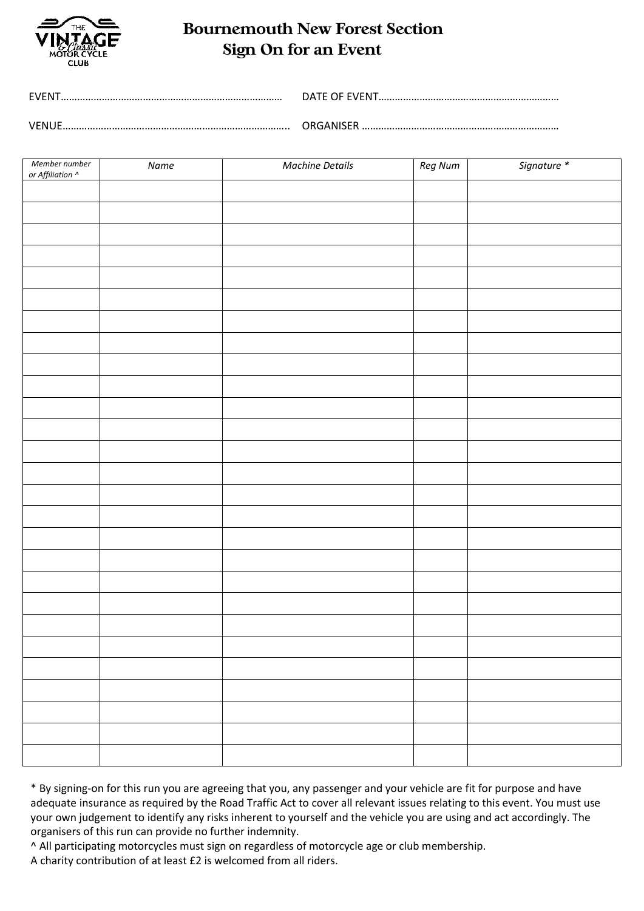# Bournemouth New Forest Section
## Sign On for an Event

EVENT……………………………………………………………………… DATE OF EVENT…………………………………………………………

VENUE……………………………………………………………………….. ORGANISER ………………………………………………………………

| *Member number or Affiliation ^* | *Name* | *Machine Details* | *Reg Num* | *Signature ** |
|---|---|---|---|---|
| | | | | |
| | | | | |
| | | | | |
| | | | | |
| | | | | |
| | | | | |
| | | | | |
| | | | | |
| | | | | |
| | | | | |
| | | | | |
| | | | | |
| | | | | |
| | | | | |
| | | | | |
| | | | | |
| | | | | |
| | | | | |
| | | | | |
| | | | | |
| | | | | |
| | | | | |
| | | | | |
| | | | | |
| | | | | |
| | | | | |
| | | | | |

* By signing-on for this run you are agreeing that you, any passenger and your vehicle are fit for purpose and have adequate insurance as required by the Road Traffic Act to cover all relevant issues relating to this event. You must use your own judgement to identify any risks inherent to yourself and the vehicle you are using and act accordingly. The organisers of this run can provide no further indemnity.

^ All participating motorcycles must sign on regardless of motorcycle age or club membership.

A charity contribution of at least £2 is welcomed from all riders.